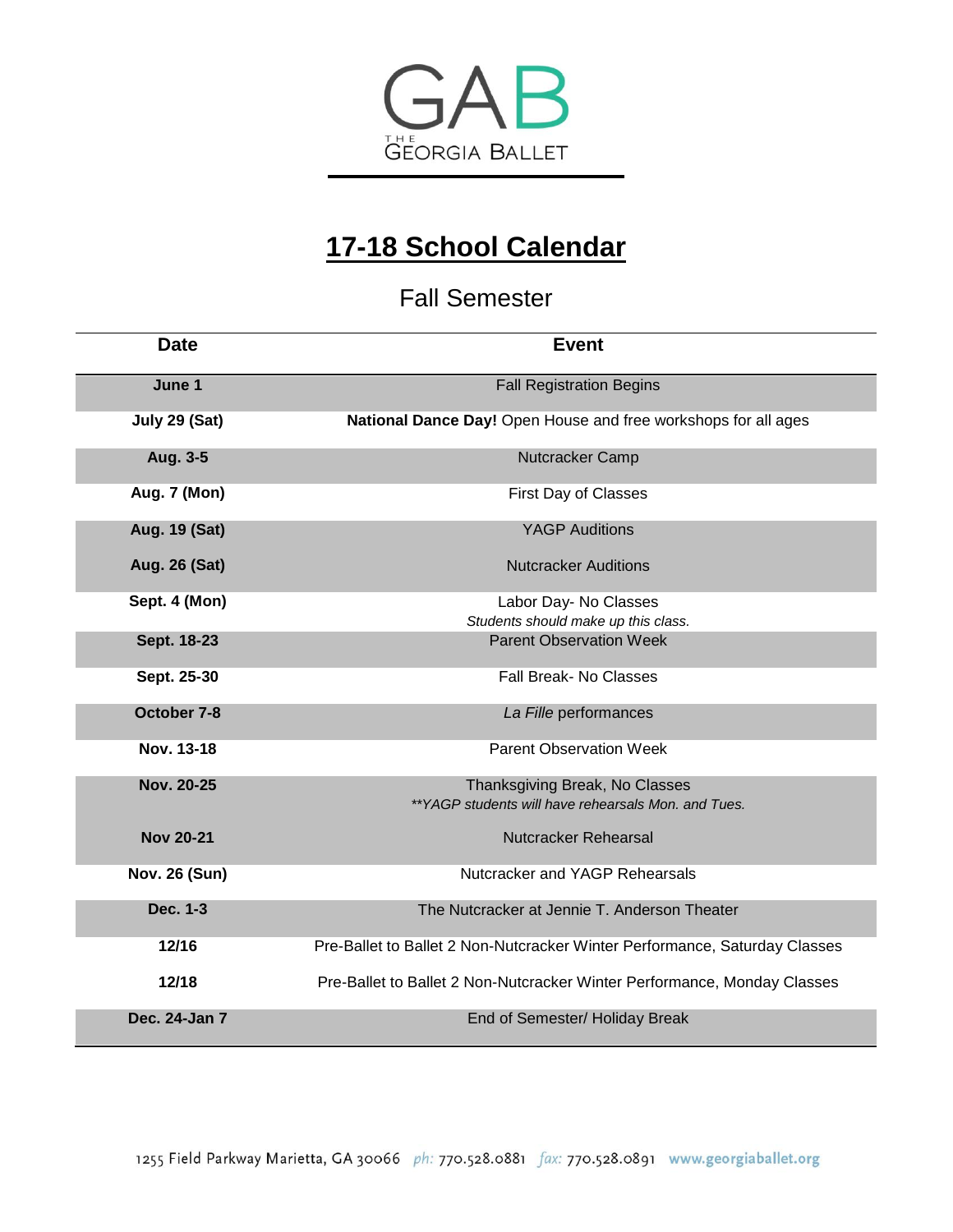THE GEORGIA BALLET

# 17-18 School Calendar

## Fall Semester

| Date | Event |
|---|---|
| **June 1** | Fall Registration Begins |
| **July 29 (Sat)** | **National Dance Day!** Open House and free workshops for all ages |
| **Aug. 3-5** | Nutcracker Camp |
| **Aug. 7 (Mon)** | First Day of Classes |
| **Aug. 19 (Sat)** | YAGP Auditions |
| **Aug. 26 (Sat)** | Nutcracker Auditions |
| **Sept. 4 (Mon)** | Labor Day- No Classes<br>*Students should make up this class.* |
| **Sept. 18-23** | Parent Observation Week |
| **Sept. 25-30** | Fall Break- No Classes |
| **October 7-8** | *La Fille* performances |
| **Nov. 13-18** | Parent Observation Week |
| **Nov. 20-25** | Thanksgiving Break, No Classes<br>*\*\*YAGP students will have rehearsals Mon. and Tues.* |
| **Nov 20-21** | Nutcracker Rehearsal |
| **Nov. 26 (Sun)** | Nutcracker and YAGP Rehearsals |
| **Dec. 1-3** | The Nutcracker at Jennie T. Anderson Theater |
| **12/16** | Pre-Ballet to Ballet 2 Non-Nutcracker Winter Performance, Saturday Classes |
| **12/18** | Pre-Ballet to Ballet 2 Non-Nutcracker Winter Performance, Monday Classes |
| **Dec. 24-Jan 7** | End of Semester/ Holiday Break |

1255 Field Parkway Marietta, GA 30066 *ph:* 770.528.0881 *fax:* 770.528.0891 www.georgiaballet.org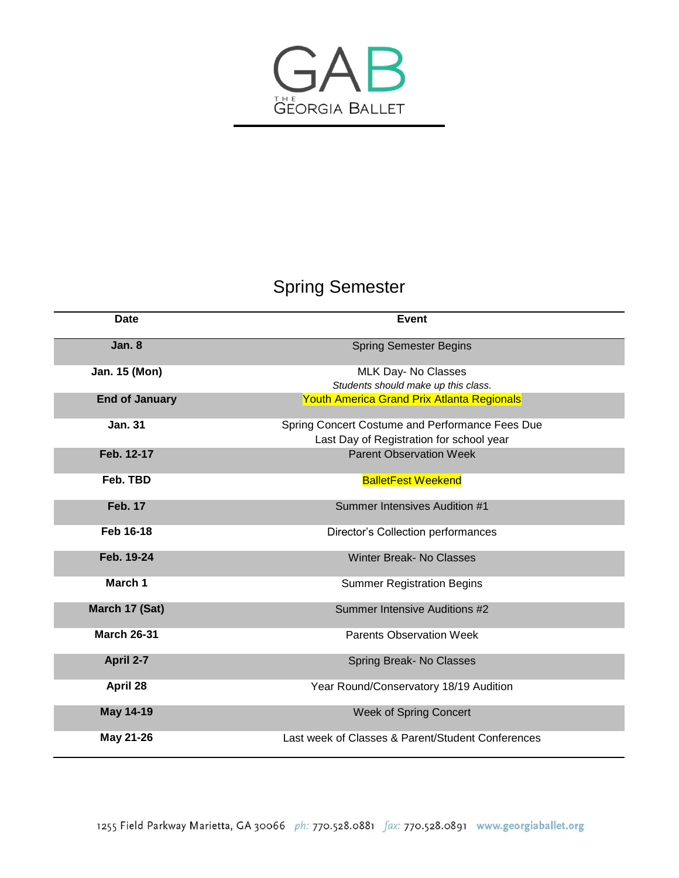GAB
THE GEORGIA BALLET

## Spring Semester

| Date | Event |
|---|---|
| Jan. 8 | Spring Semester Begins |
| Jan. 15 (Mon) | MLK Day- No Classes *Students should make up this class.* |
| End of January | Youth America Grand Prix Atlanta Regionals |
| Jan. 31 | Spring Concert Costume and Performance Fees Due Last Day of Registration for school year |
| Feb. 12-17 | Parent Observation Week |
| Feb. TBD | BalletFest Weekend |
| Feb. 17 | Summer Intensives Audition #1 |
| Feb 16-18 | Director's Collection performances |
| Feb. 19-24 | Winter Break- No Classes |
| March 1 | Summer Registration Begins |
| March 17 (Sat) | Summer Intensive Auditions #2 |
| March 26-31 | Parents Observation Week |
| April 2-7 | Spring Break- No Classes |
| April 28 | Year Round/Conservatory 18/19 Audition |
| May 14-19 | Week of Spring Concert |
| May 21-26 | Last week of Classes & Parent/Student Conferences |

1255 Field Parkway Marietta, GA 30066 ph: 770.528.0881 fax: 770.528.0891 www.georgiaballet.org